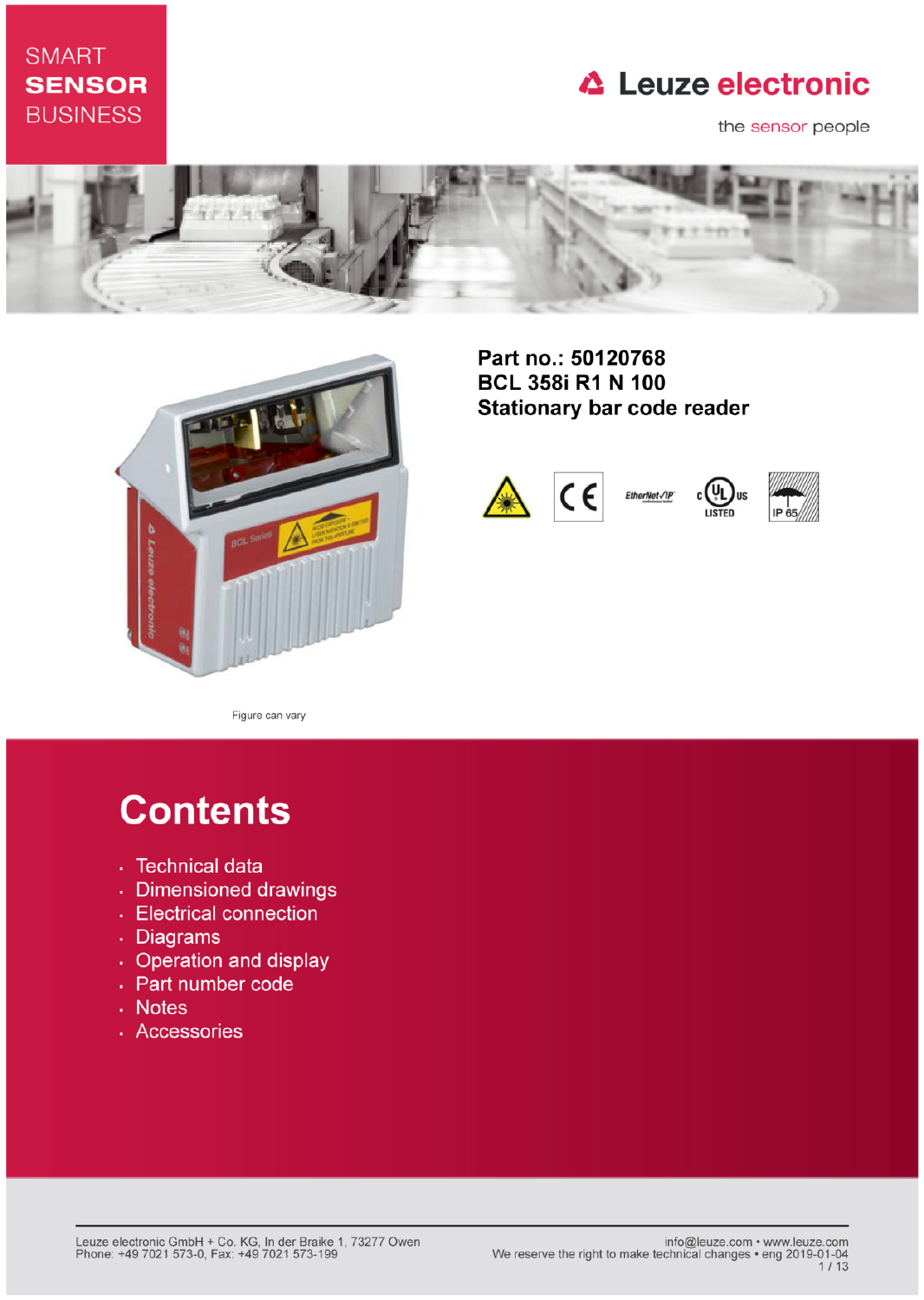SMART
**SENSOR**
BUSINESS

Leuze electronic

the sensor people

## Part no.: 50120768
## BCL 358i R1 N 100
## Stationary bar code reader

Figure can vary

# Contents

- Technical data
- Dimensioned drawings
- Electrical connection
- Diagrams
- Operation and display
- Part number code
- Notes
- Accessories

Leuze electronic GmbH + Co. KG, In der Braike 1, 73277 Owen
Phone: +49 7021 573-0, Fax: +49 7021 573-199

info@leuze.com • www.leuze.com
We reserve the right to make technical changes • eng 2019-01-04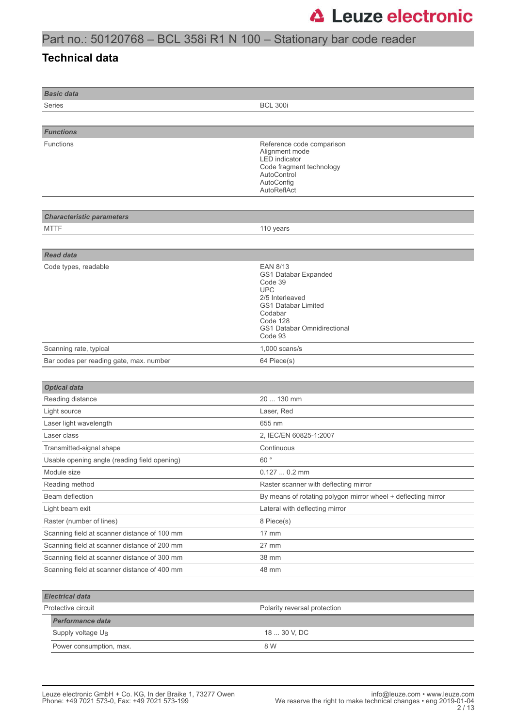# Part no.: 50120768 – BCL 358i R1 N 100 – Stationary bar code reader

## Technical data

| *Basic data* | |
|---|---|
| Series | BCL 300i |

| *Functions* | |
|---|---|
| Functions | Reference code comparison<br>Alignment mode<br>LED indicator<br>Code fragment technology<br>AutoControl<br>AutoConfig<br>AutoReflAct |

| *Characteristic parameters* | |
|---|---|
| MTTF | 110 years |

| *Read data* | |
|---|---|
| Code types, readable | EAN 8/13<br>GS1 Databar Expanded<br>Code 39<br>UPC<br>2/5 Interleaved<br>GS1 Databar Limited<br>Codabar<br>Code 128<br>GS1 Databar Omnidirectional<br>Code 93 |
| Scanning rate, typical | 1,000 scans/s |
| Bar codes per reading gate, max. number | 64 Piece(s) |

| *Optical data* | |
|---|---|
| Reading distance | 20 ... 130 mm |
| Light source | Laser, Red |
| Laser light wavelength | 655 nm |
| Laser class | 2, IEC/EN 60825-1:2007 |
| Transmitted-signal shape | Continuous |
| Usable opening angle (reading field opening) | 60 ° |
| Module size | 0.127 ... 0.2 mm |
| Reading method | Raster scanner with deflecting mirror |
| Beam deflection | By means of rotating polygon mirror wheel + deflecting mirror |
| Light beam exit | Lateral with deflecting mirror |
| Raster (number of lines) | 8 Piece(s) |
| Scanning field at scanner distance of 100 mm | 17 mm |
| Scanning field at scanner distance of 200 mm | 27 mm |
| Scanning field at scanner distance of 300 mm | 38 mm |
| Scanning field at scanner distance of 400 mm | 48 mm |

| *Electrical data* | |
|---|---|
| Protective circuit | Polarity reversal protection |
| ***Performance data*** | |
| Supply voltage $U_B$ | 18 ... 30 V, DC |
| Power consumption, max. | 8 W |

Leuze electronic GmbH + Co. KG, In der Braike 1, 73277 Owen
Phone: +49 7021 573-0, Fax: +49 7021 573-199

info@leuze.com • www.leuze.com
We reserve the right to make technical changes • eng 2019-01-04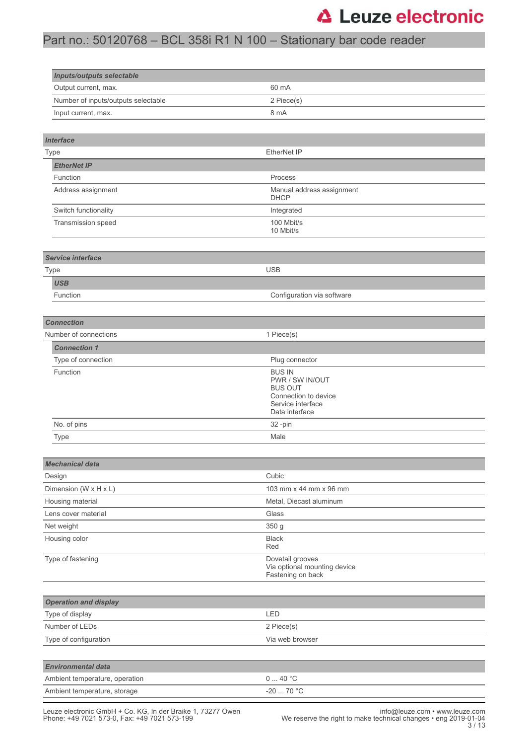| **Inputs/outputs selectable** | |
|---|---|
| Output current, max. | 60 mA |
| Number of inputs/outputs selectable | 2 Piece(s) |
| Input current, max. | 8 mA |

| **Interface** | |
|---|---|
| Type | EtherNet IP |
| **EtherNet IP** | |
| Function | Process |
| Address assignment | Manual address assignment<br>DHCP |
| Switch functionality | Integrated |
| Transmission speed | 100 Mbit/s<br>10 Mbit/s |

| **Service interface** | |
|---|---|
| Type | USB |
| **USB** | |
| Function | Configuration via software |

| **Connection** | |
|---|---|
| Number of connections | 1 Piece(s) |
| **Connection 1** | |
| Type of connection | Plug connector |
| Function | BUS IN<br>PWR / SW IN/OUT<br>BUS OUT<br>Connection to device<br>Service interface<br>Data interface |
| No. of pins | 32 -pin |
| Type | Male |

| **Mechanical data** | |
|---|---|
| Design | Cubic |
| Dimension (W x H x L) | 103 mm x 44 mm x 96 mm |
| Housing material | Metal, Diecast aluminum |
| Lens cover material | Glass |
| Net weight | 350 g |
| Housing color | Black<br>Red |
| Type of fastening | Dovetail grooves<br>Via optional mounting device<br>Fastening on back |

| **Operation and display** | |
|---|---|
| Type of display | LED |
| Number of LEDs | 2 Piece(s) |
| Type of configuration | Via web browser |

| **Environmental data** | |
|---|---|
| Ambient temperature, operation | 0 ... 40 °C |
| Ambient temperature, storage | -20 ... 70 °C |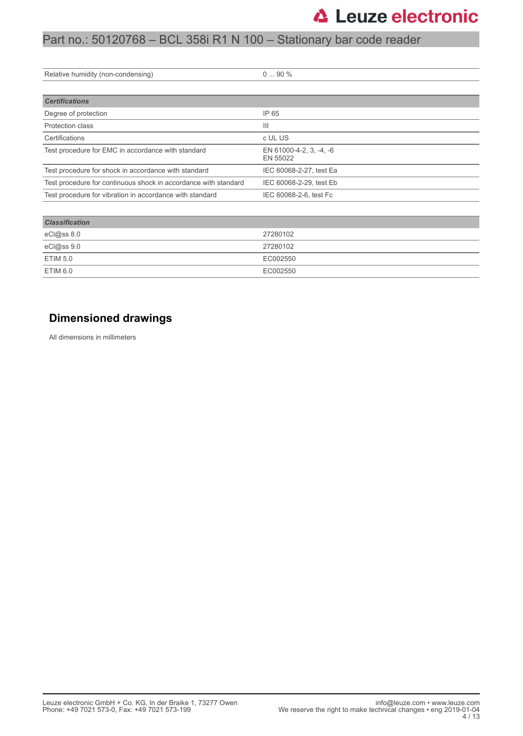| Relative humidity (non-condensing) | 0 ... 90 % |
| --- | --- |

| ***Certifications*** | |
| --- | --- |
| Degree of protection | IP 65 |
| Protection class | III |
| Certifications | c UL US |
| Test procedure for EMC in accordance with standard | EN 61000-4-2, 3, -4, -6<br>EN 55022 |
| Test procedure for shock in accordance with standard | IEC 60068-2-27, test Ea |
| Test procedure for continuous shock in accordance with standard | IEC 60068-2-29, test Eb |
| Test procedure for vibration in accordance with standard | IEC 60068-2-6, test Fc |

| ***Classification*** | |
| --- | --- |
| eCl@ss 8.0 | 27280102 |
| eCl@ss 9.0 | 27280102 |
| ETIM 5.0 | EC002550 |
| ETIM 6.0 | EC002550 |

## Dimensioned drawings

All dimensions in millimeters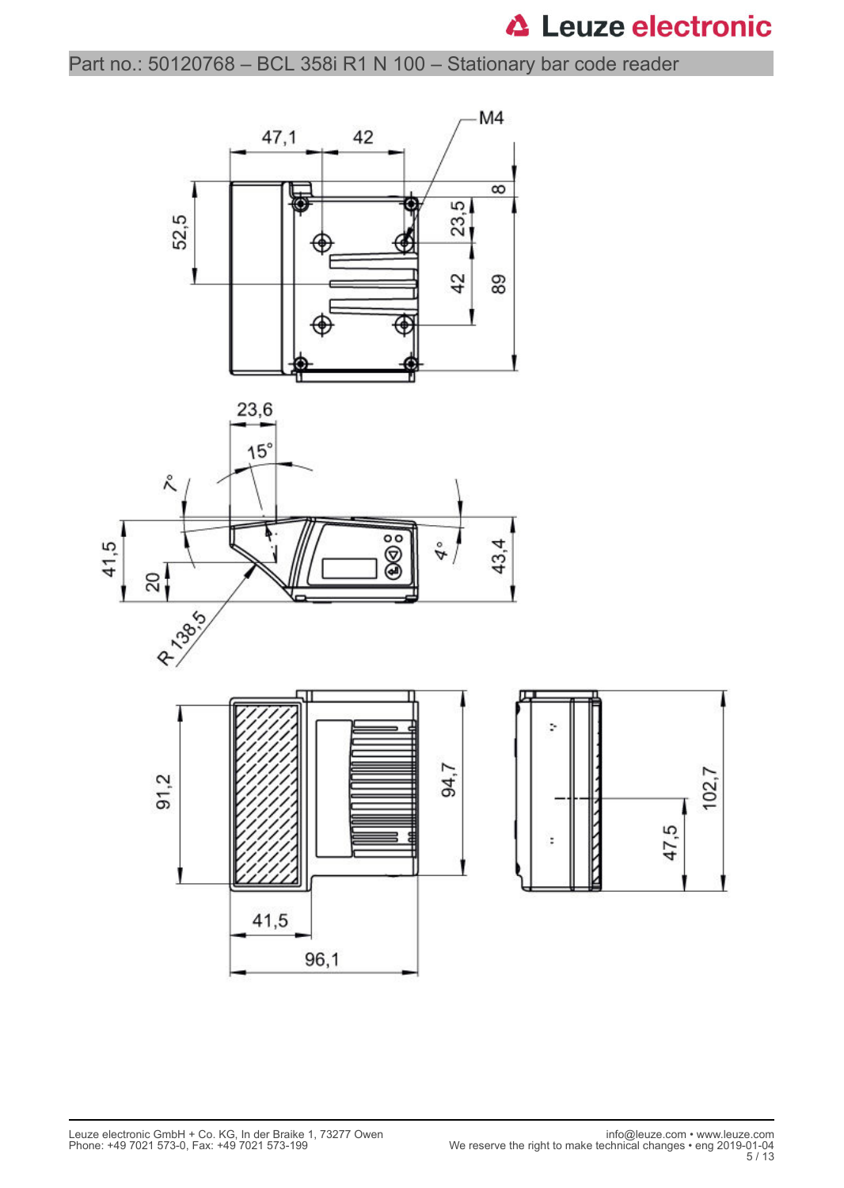Part no.: 50120768 – BCL 358i R1 N 100 – Stationary bar code reader

47,1 42 M4

52,5 8 23,5 42 89

23,6 15° 7° 4°

41,5 20 43,4

R 138,5

91,2 94,7 102,7 47,5

41,5 96,1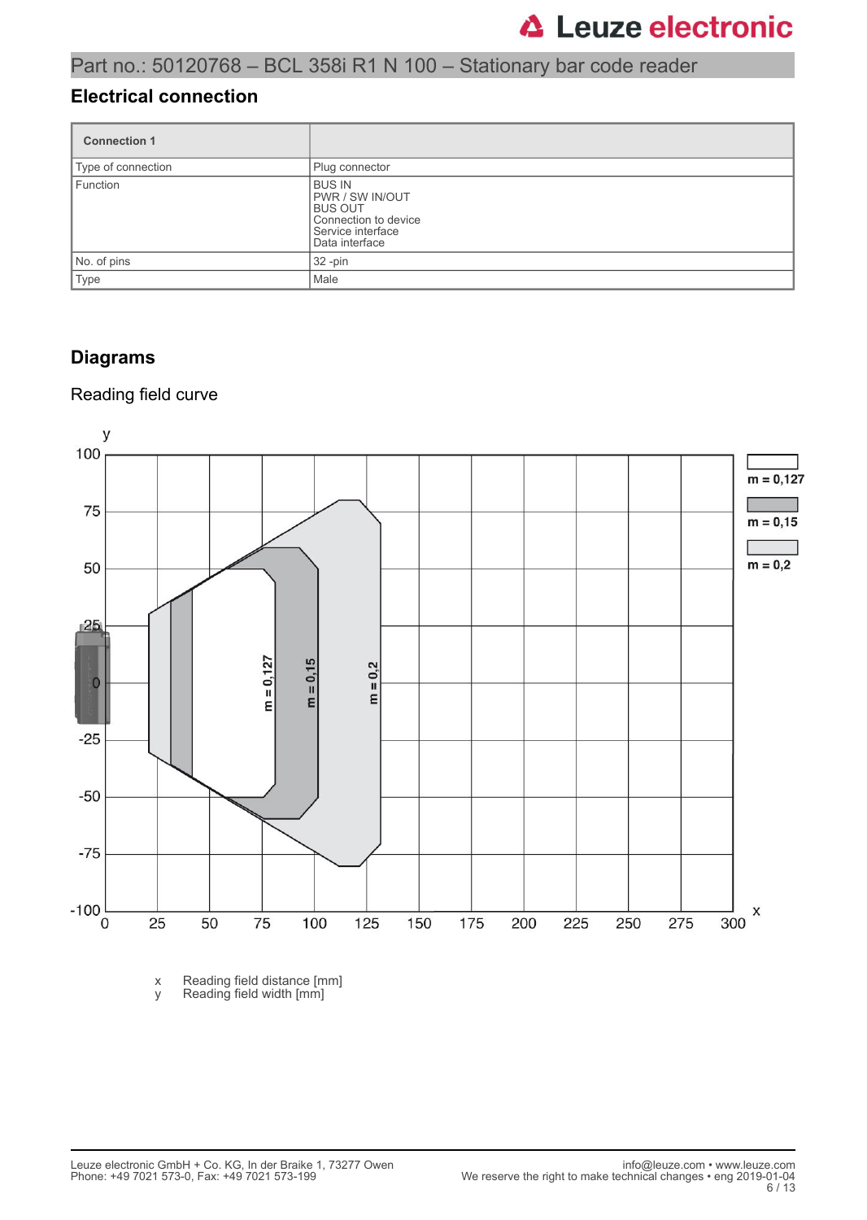# Part no.: 50120768 – BCL 358i R1 N 100 – Stationary bar code reader

## Electrical connection

| Connection 1 | |
|---|---|
| Type of connection | Plug connector |
| Function | BUS IN<br>PWR / SW IN/OUT<br>BUS OUT<br>Connection to device<br>Service interface<br>Data interface |
| No. of pins | 32 -pin |
| Type | Male |

## Diagrams

Reading field curve

x Reading field distance [mm]
y Reading field width [mm]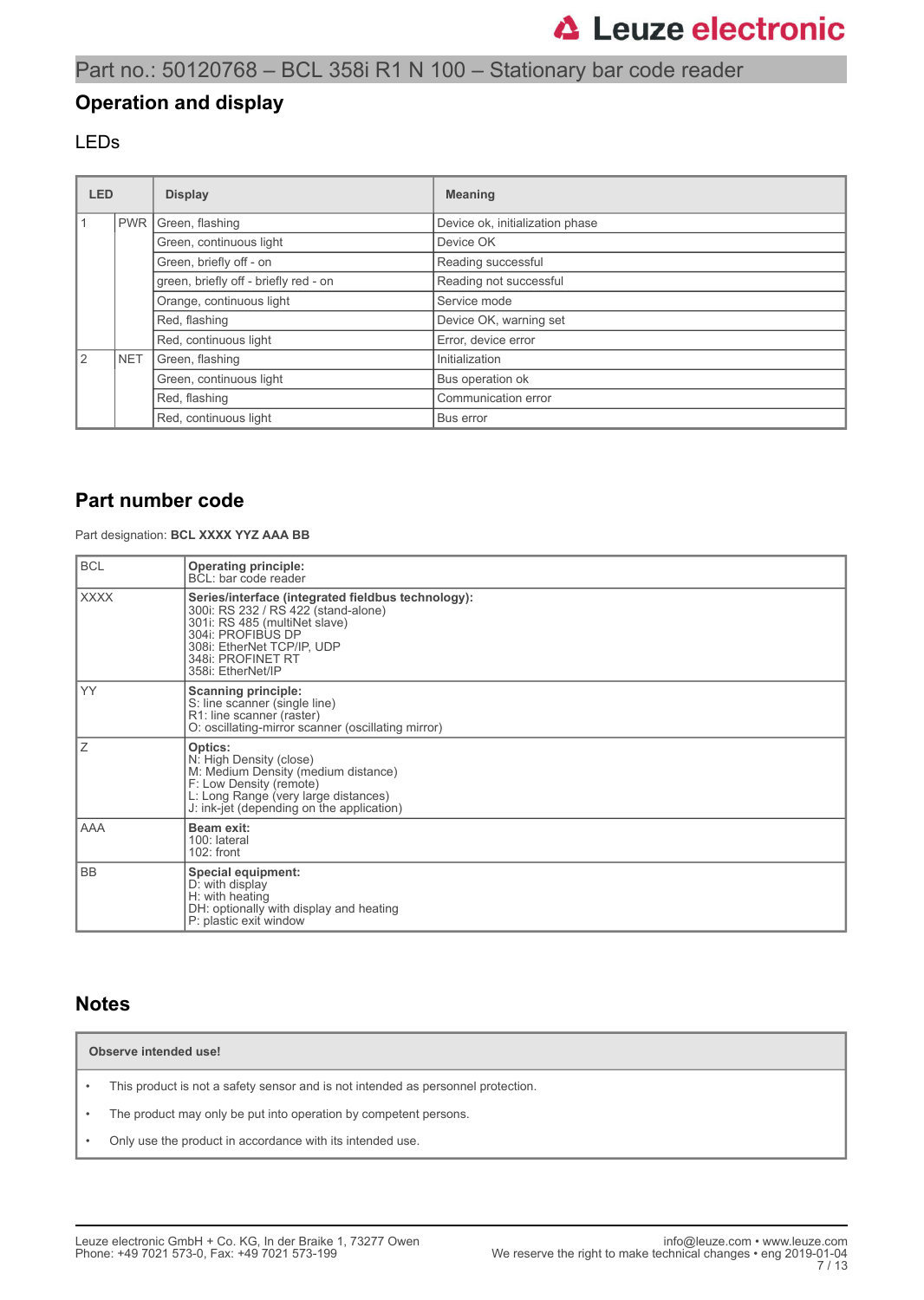# Part no.: 50120768 – BCL 358i R1 N 100 – Stationary bar code reader

## Operation and display

### LEDs

| LED | | Display | Meaning |
|---|---|---|---|
| 1 | PWR | Green, flashing | Device ok, initialization phase |
| | | Green, continuous light | Device OK |
| | | Green, briefly off - on | Reading successful |
| | | green, briefly off - briefly red - on | Reading not successful |
| | | Orange, continuous light | Service mode |
| | | Red, flashing | Device OK, warning set |
| | | Red, continuous light | Error, device error |
| 2 | NET | Green, flashing | Initialization |
| | | Green, continuous light | Bus operation ok |
| | | Red, flashing | Communication error |
| | | Red, continuous light | Bus error |

## Part number code

Part designation: **BCL XXXX YYZ AAA BB**

| | |
|---|---|
| BCL | **Operating principle:**<br>BCL: bar code reader |
| XXXX | **Series/interface (integrated fieldbus technology):**<br>300i: RS 232 / RS 422 (stand-alone)<br>301i: RS 485 (multiNet slave)<br>304i: PROFIBUS DP<br>308i: EtherNet TCP/IP, UDP<br>348i: PROFINET RT<br>358i: EtherNet/IP |
| YY | **Scanning principle:**<br>S: line scanner (single line)<br>R1: line scanner (raster)<br>O: oscillating-mirror scanner (oscillating mirror) |
| Z | **Optics:**<br>N: High Density (close)<br>M: Medium Density (medium distance)<br>F: Low Density (remote)<br>L: Long Range (very large distances)<br>J: ink-jet (depending on the application) |
| AAA | **Beam exit:**<br>100: lateral<br>102: front |
| BB | **Special equipment:**<br>D: with display<br>H: with heating<br>DH: optionally with display and heating<br>P: plastic exit window |

## Notes

**Observe intended use!**

- This product is not a safety sensor and is not intended as personnel protection.
- The product may only be put into operation by competent persons.
- Only use the product in accordance with its intended use.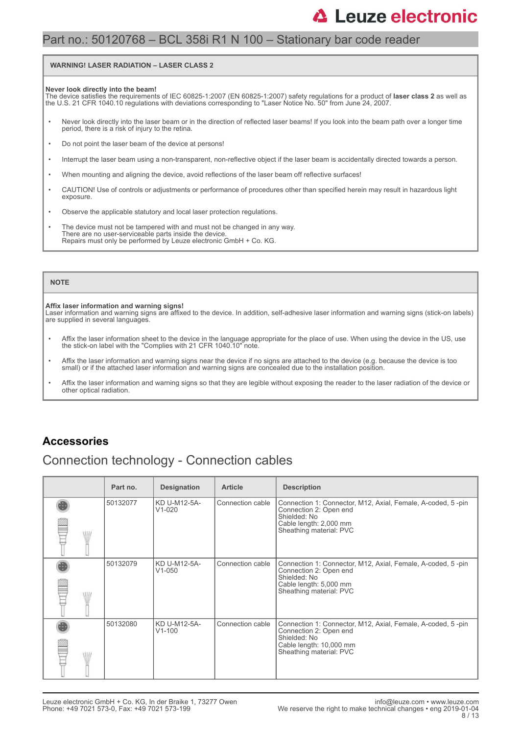**WARNING! LASER RADIATION – LASER CLASS 2**

**Never look directly into the beam!**
The device satisfies the requirements of IEC 60825-1:2007 (EN 60825-1:2007) safety regulations for a product of **laser class 2** as well as the U.S. 21 CFR 1040.10 regulations with deviations corresponding to "Laser Notice No. 50" from June 24, 2007.

- Never look directly into the laser beam or in the direction of reflected laser beams! If you look into the beam path over a longer time period, there is a risk of injury to the retina.
- Do not point the laser beam of the device at persons!
- Interrupt the laser beam using a non-transparent, non-reflective object if the laser beam is accidentally directed towards a person.
- When mounting and aligning the device, avoid reflections of the laser beam off reflective surfaces!
- CAUTION! Use of controls or adjustments or performance of procedures other than specified herein may result in hazardous light exposure.
- Observe the applicable statutory and local laser protection regulations.
- The device must not be tampered with and must not be changed in any way.
  There are no user-serviceable parts inside the device.
  Repairs must only be performed by Leuze electronic GmbH + Co. KG.

**NOTE**

**Affix laser information and warning signs!**
Laser information and warning signs are affixed to the device. In addition, self-adhesive laser information and warning signs (stick-on labels) are supplied in several languages.

- Affix the laser information sheet to the device in the language appropriate for the place of use. When using the device in the US, use the stick-on label with the "Complies with 21 CFR 1040.10" note.
- Affix the laser information and warning signs near the device if no signs are attached to the device (e.g. because the device is too small) or if the attached laser information and warning signs are concealed due to the installation position.
- Affix the laser information and warning signs so that they are legible without exposing the reader to the laser radiation of the device or other optical radiation.

## Accessories

### Connection technology - Connection cables

| | Part no. | Designation | Article | Description |
|---|---|---|---|---|
| | 50132077 | KD U-M12-5A-V1-020 | Connection cable | Connection 1: Connector, M12, Axial, Female, A-coded, 5 -pin<br>Connection 2: Open end<br>Shielded: No<br>Cable length: 2,000 mm<br>Sheathing material: PVC |
| | 50132079 | KD U-M12-5A-V1-050 | Connection cable | Connection 1: Connector, M12, Axial, Female, A-coded, 5 -pin<br>Connection 2: Open end<br>Shielded: No<br>Cable length: 5,000 mm<br>Sheathing material: PVC |
| | 50132080 | KD U-M12-5A-V1-100 | Connection cable | Connection 1: Connector, M12, Axial, Female, A-coded, 5 -pin<br>Connection 2: Open end<br>Shielded: No<br>Cable length: 10,000 mm<br>Sheathing material: PVC |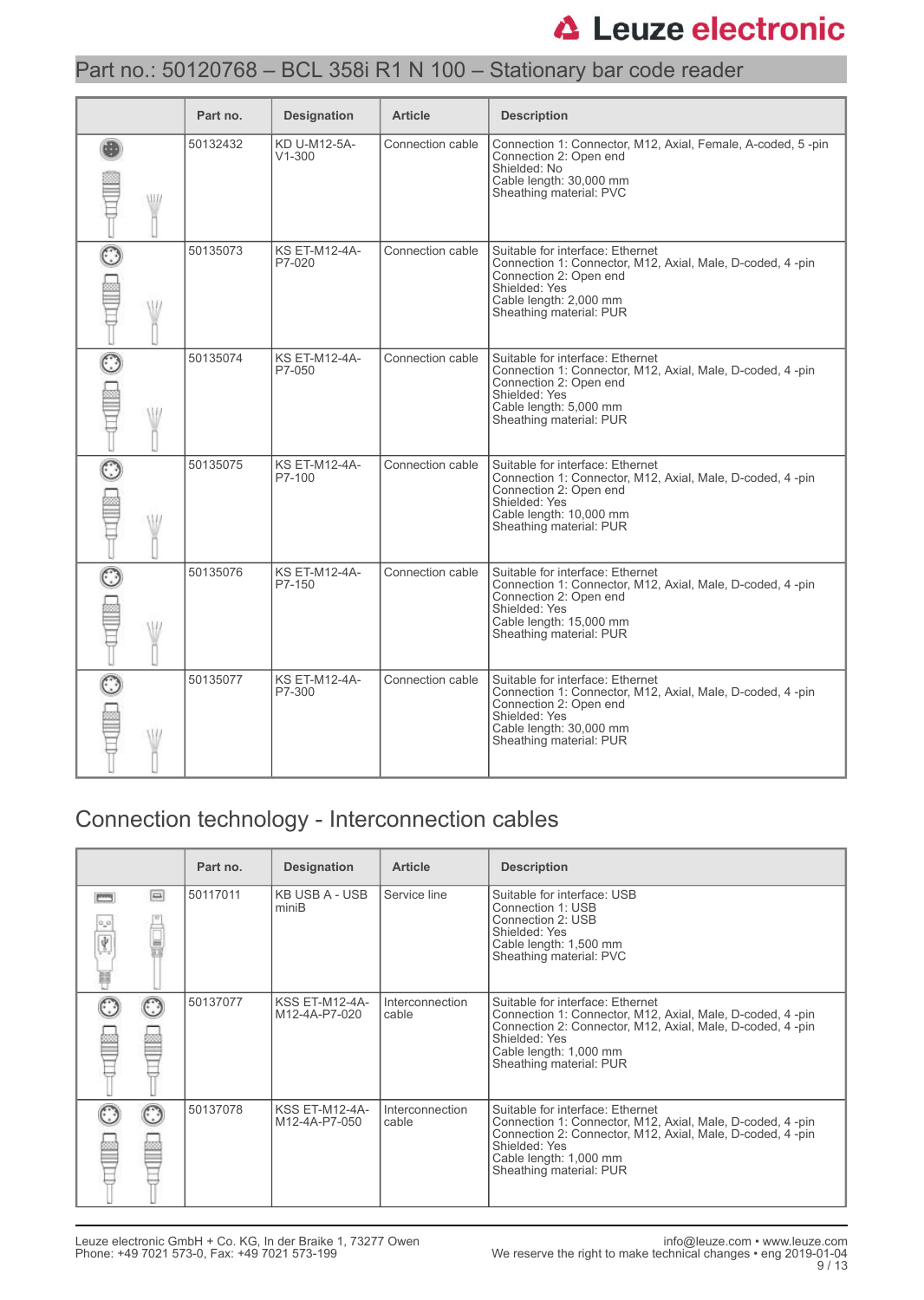## Part no.: 50120768 – BCL 358i R1 N 100 – Stationary bar code reader

| | Part no. | Designation | Article | Description |
|---|---|---|---|---|
| | 50132432 | KD U-M12-5A-V1-300 | Connection cable | Connection 1: Connector, M12, Axial, Female, A-coded, 5 -pin<br>Connection 2: Open end<br>Shielded: No<br>Cable length: 30,000 mm<br>Sheathing material: PVC |
| | 50135073 | KS ET-M12-4A-P7-020 | Connection cable | Suitable for interface: Ethernet<br>Connection 1: Connector, M12, Axial, Male, D-coded, 4 -pin<br>Connection 2: Open end<br>Shielded: Yes<br>Cable length: 2,000 mm<br>Sheathing material: PUR |
| | 50135074 | KS ET-M12-4A-P7-050 | Connection cable | Suitable for interface: Ethernet<br>Connection 1: Connector, M12, Axial, Male, D-coded, 4 -pin<br>Connection 2: Open end<br>Shielded: Yes<br>Cable length: 5,000 mm<br>Sheathing material: PUR |
| | 50135075 | KS ET-M12-4A-P7-100 | Connection cable | Suitable for interface: Ethernet<br>Connection 1: Connector, M12, Axial, Male, D-coded, 4 -pin<br>Connection 2: Open end<br>Shielded: Yes<br>Cable length: 10,000 mm<br>Sheathing material: PUR |
| | 50135076 | KS ET-M12-4A-P7-150 | Connection cable | Suitable for interface: Ethernet<br>Connection 1: Connector, M12, Axial, Male, D-coded, 4 -pin<br>Connection 2: Open end<br>Shielded: Yes<br>Cable length: 15,000 mm<br>Sheathing material: PUR |
| | 50135077 | KS ET-M12-4A-P7-300 | Connection cable | Suitable for interface: Ethernet<br>Connection 1: Connector, M12, Axial, Male, D-coded, 4 -pin<br>Connection 2: Open end<br>Shielded: Yes<br>Cable length: 30,000 mm<br>Sheathing material: PUR |

## Connection technology - Interconnection cables

| | Part no. | Designation | Article | Description |
|---|---|---|---|---|
| | 50117011 | KB USB A - USB miniB | Service line | Suitable for interface: USB<br>Connection 1: USB<br>Connection 2: USB<br>Shielded: Yes<br>Cable length: 1,500 mm<br>Sheathing material: PVC |
| | 50137077 | KSS ET-M12-4A-M12-4A-P7-020 | Interconnection cable | Suitable for interface: Ethernet<br>Connection 1: Connector, M12, Axial, Male, D-coded, 4 -pin<br>Connection 2: Connector, M12, Axial, Male, D-coded, 4 -pin<br>Shielded: Yes<br>Cable length: 1,000 mm<br>Sheathing material: PUR |
| | 50137078 | KSS ET-M12-4A-M12-4A-P7-050 | Interconnection cable | Suitable for interface: Ethernet<br>Connection 1: Connector, M12, Axial, Male, D-coded, 4 -pin<br>Connection 2: Connector, M12, Axial, Male, D-coded, 4 -pin<br>Shielded: Yes<br>Cable length: 1,000 mm<br>Sheathing material: PUR |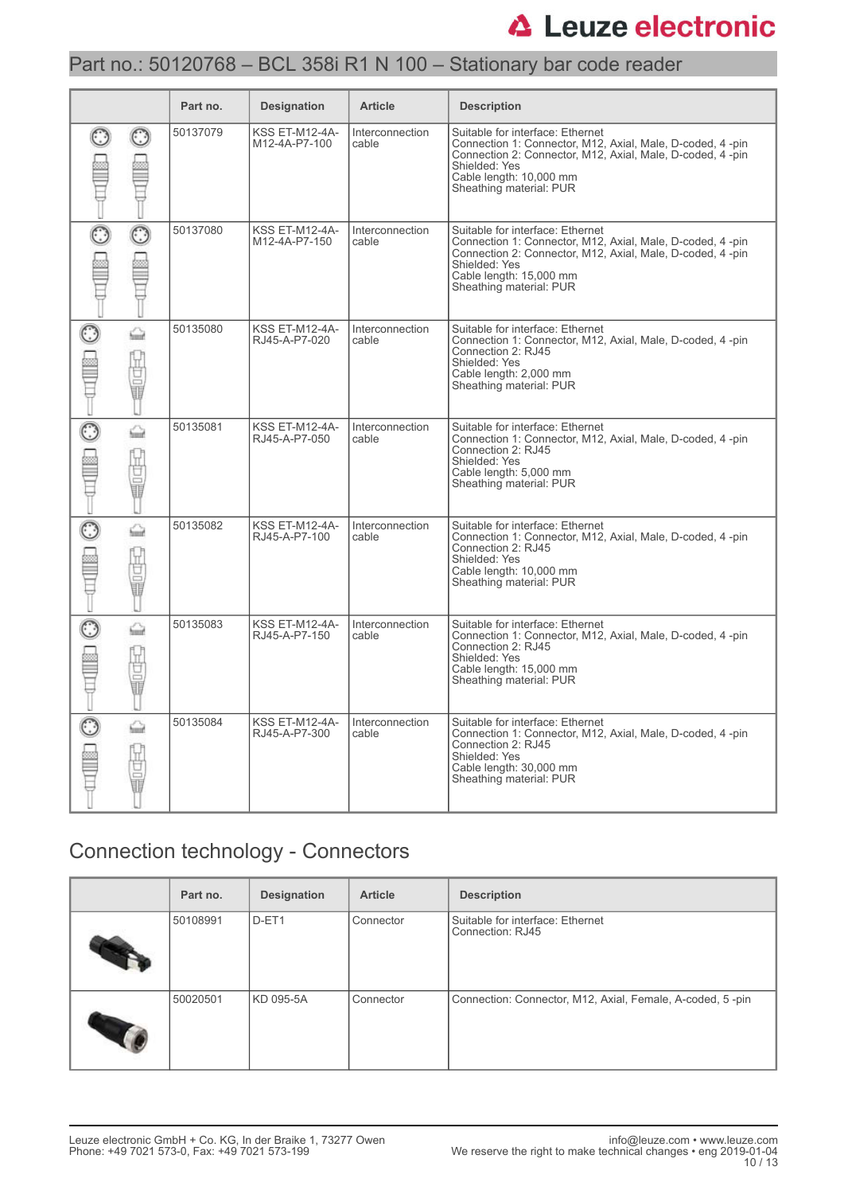| | Part no. | Designation | Article | Description |
|---|---|---|---|---|
| | 50137079 | KSS ET-M12-4A-M12-4A-P7-100 | Interconnection cable | Suitable for interface: Ethernet<br>Connection 1: Connector, M12, Axial, Male, D-coded, 4 -pin<br>Connection 2: Connector, M12, Axial, Male, D-coded, 4 -pin<br>Shielded: Yes<br>Cable length: 10,000 mm<br>Sheathing material: PUR |
| | 50137080 | KSS ET-M12-4A-M12-4A-P7-150 | Interconnection cable | Suitable for interface: Ethernet<br>Connection 1: Connector, M12, Axial, Male, D-coded, 4 -pin<br>Connection 2: Connector, M12, Axial, Male, D-coded, 4 -pin<br>Shielded: Yes<br>Cable length: 15,000 mm<br>Sheathing material: PUR |
| | 50135080 | KSS ET-M12-4A-RJ45-A-P7-020 | Interconnection cable | Suitable for interface: Ethernet<br>Connection 1: Connector, M12, Axial, Male, D-coded, 4 -pin<br>Connection 2: RJ45<br>Shielded: Yes<br>Cable length: 2,000 mm<br>Sheathing material: PUR |
| | 50135081 | KSS ET-M12-4A-RJ45-A-P7-050 | Interconnection cable | Suitable for interface: Ethernet<br>Connection 1: Connector, M12, Axial, Male, D-coded, 4 -pin<br>Connection 2: RJ45<br>Shielded: Yes<br>Cable length: 5,000 mm<br>Sheathing material: PUR |
| | 50135082 | KSS ET-M12-4A-RJ45-A-P7-100 | Interconnection cable | Suitable for interface: Ethernet<br>Connection 1: Connector, M12, Axial, Male, D-coded, 4 -pin<br>Connection 2: RJ45<br>Shielded: Yes<br>Cable length: 10,000 mm<br>Sheathing material: PUR |
| | 50135083 | KSS ET-M12-4A-RJ45-A-P7-150 | Interconnection cable | Suitable for interface: Ethernet<br>Connection 1: Connector, M12, Axial, Male, D-coded, 4 -pin<br>Connection 2: RJ45<br>Shielded: Yes<br>Cable length: 15,000 mm<br>Sheathing material: PUR |
| | 50135084 | KSS ET-M12-4A-RJ45-A-P7-300 | Interconnection cable | Suitable for interface: Ethernet<br>Connection 1: Connector, M12, Axial, Male, D-coded, 4 -pin<br>Connection 2: RJ45<br>Shielded: Yes<br>Cable length: 30,000 mm<br>Sheathing material: PUR |

## Connection technology - Connectors

| | Part no. | Designation | Article | Description |
|---|---|---|---|---|
| | 50108991 | D-ET1 | Connector | Suitable for interface: Ethernet<br>Connection: RJ45 |
| | 50020501 | KD 095-5A | Connector | Connection: Connector, M12, Axial, Female, A-coded, 5 -pin |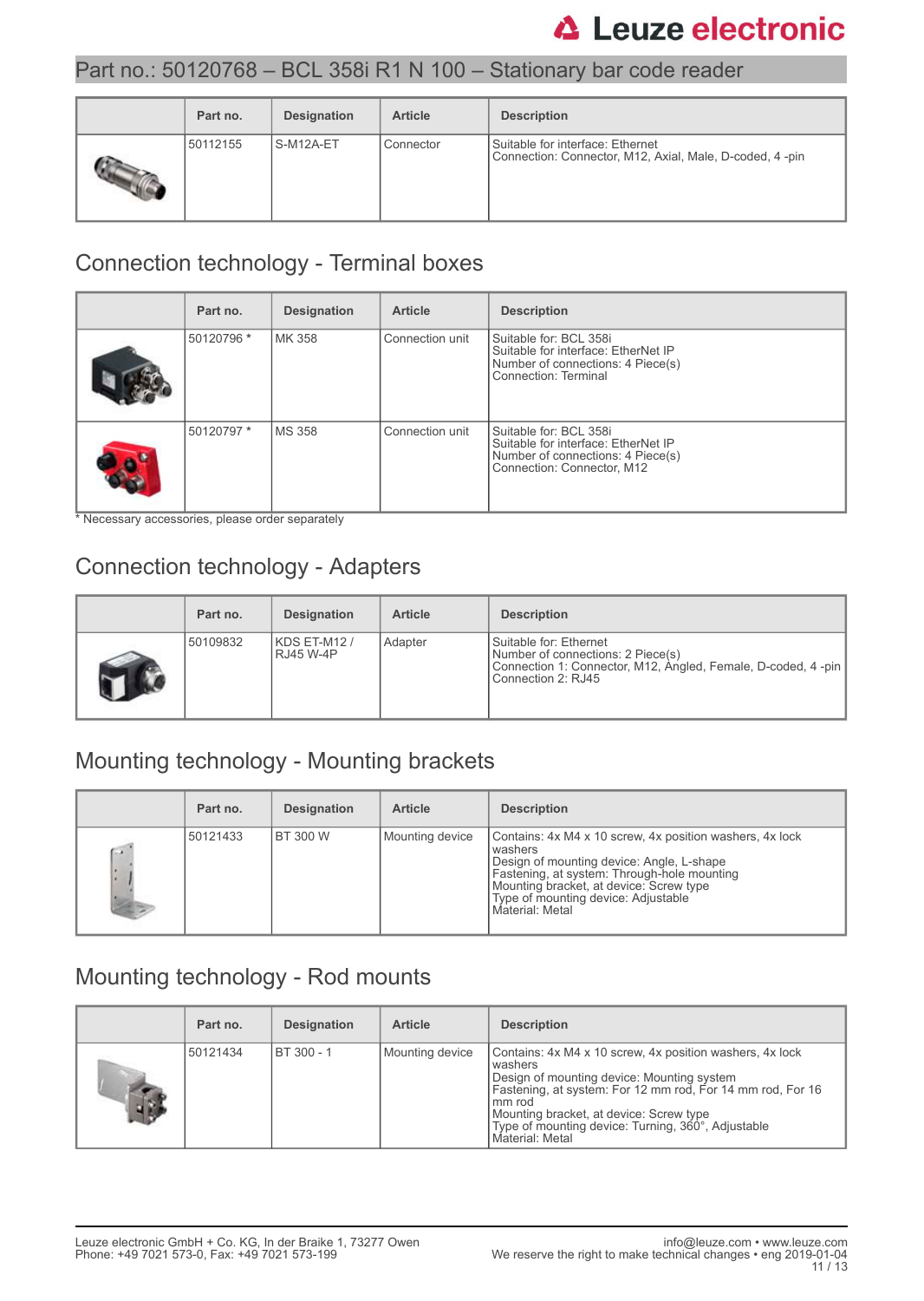| | Part no. | Designation | Article | Description |
|---|---|---|---|---|
| | 50112155 | S-M12A-ET | Connector | Suitable for interface: Ethernet<br>Connection: Connector, M12, Axial, Male, D-coded, 4 -pin |

## Connection technology - Terminal boxes

| | Part no. | Designation | Article | Description |
|---|---|---|---|---|
| | 50120796 * | MK 358 | Connection unit | Suitable for: BCL 358i<br>Suitable for interface: EtherNet IP<br>Number of connections: 4 Piece(s)<br>Connection: Terminal |
| | 50120797 * | MS 358 | Connection unit | Suitable for: BCL 358i<br>Suitable for interface: EtherNet IP<br>Number of connections: 4 Piece(s)<br>Connection: Connector, M12 |

* Necessary accessories, please order separately

## Connection technology - Adapters

| | Part no. | Designation | Article | Description |
|---|---|---|---|---|
| | 50109832 | KDS ET-M12 / RJ45 W-4P | Adapter | Suitable for: Ethernet<br>Number of connections: 2 Piece(s)<br>Connection 1: Connector, M12, Angled, Female, D-coded, 4 -pin<br>Connection 2: RJ45 |

## Mounting technology - Mounting brackets

| | Part no. | Designation | Article | Description |
|---|---|---|---|---|
| | 50121433 | BT 300 W | Mounting device | Contains: 4x M4 x 10 screw, 4x position washers, 4x lock washers<br>Design of mounting device: Angle, L-shape<br>Fastening, at system: Through-hole mounting<br>Mounting bracket, at device: Screw type<br>Type of mounting device: Adjustable<br>Material: Metal |

## Mounting technology - Rod mounts

| | Part no. | Designation | Article | Description |
|---|---|---|---|---|
| | 50121434 | BT 300 - 1 | Mounting device | Contains: 4x M4 x 10 screw, 4x position washers, 4x lock washers<br>Design of mounting device: Mounting system<br>Fastening, at system: For 12 mm rod, For 14 mm rod, For 16 mm rod<br>Mounting bracket, at device: Screw type<br>Type of mounting device: Turning, 360°, Adjustable<br>Material: Metal |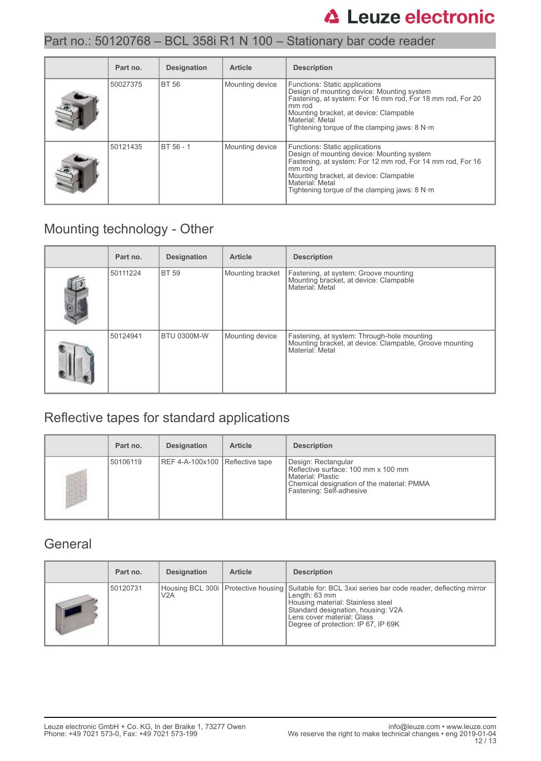## Part no.: 50120768 – BCL 358i R1 N 100 – Stationary bar code reader

| | Part no. | Designation | Article | Description |
|---|---|---|---|---|
| | 50027375 | BT 56 | Mounting device | Functions: Static applications<br>Design of mounting device: Mounting system<br>Fastening, at system: For 16 mm rod, For 18 mm rod, For 20 mm rod<br>Mounting bracket, at device: Clampable<br>Material: Metal<br>Tightening torque of the clamping jaws: 8 N·m |
| | 50121435 | BT 56 - 1 | Mounting device | Functions: Static applications<br>Design of mounting device: Mounting system<br>Fastening, at system: For 12 mm rod, For 14 mm rod, For 16 mm rod<br>Mounting bracket, at device: Clampable<br>Material: Metal<br>Tightening torque of the clamping jaws: 8 N·m |

## Mounting technology - Other

| | Part no. | Designation | Article | Description |
|---|---|---|---|---|
| | 50111224 | BT 59 | Mounting bracket | Fastening, at system: Groove mounting<br>Mounting bracket, at device: Clampable<br>Material: Metal |
| | 50124941 | BTU 0300M-W | Mounting device | Fastening, at system: Through-hole mounting<br>Mounting bracket, at device: Clampable, Groove mounting<br>Material: Metal |

## Reflective tapes for standard applications

| | Part no. | Designation | Article | Description |
|---|---|---|---|---|
| | 50106119 | REF 4-A-100x100 | Reflective tape | Design: Rectangular<br>Reflective surface: 100 mm x 100 mm<br>Material: Plastic<br>Chemical designation of the material: PMMA<br>Fastening: Self-adhesive |

## General

| | Part no. | Designation | Article | Description |
|---|---|---|---|---|
| | 50120731 | Housing BCL 300i V2A | Protective housing | Suitable for: BCL 3xxi series bar code reader, deflecting mirror<br>Length: 63 mm<br>Housing material: Stainless steel<br>Standard designation, housing: V2A<br>Lens cover material: Glass<br>Degree of protection: IP 67, IP 69K |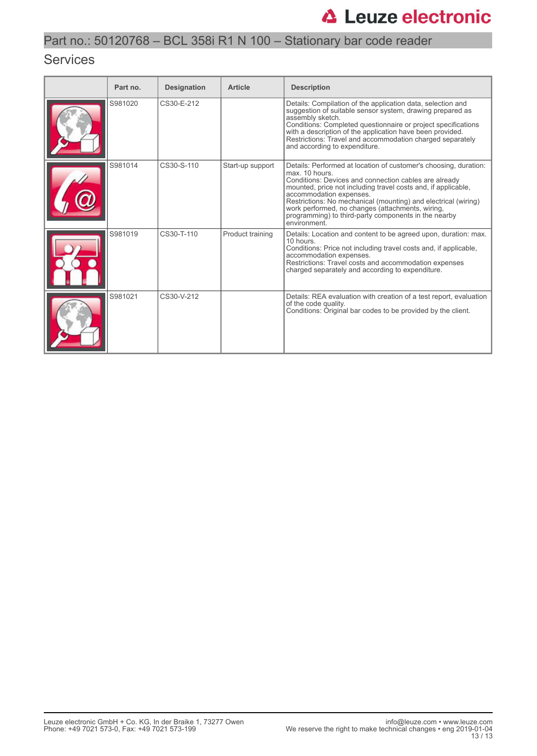# Part no.: 50120768 – BCL 358i R1 N 100 – Stationary bar code reader

## Services

| | Part no. | Designation | Article | Description |
|---|---|---|---|---|
| | S981020 | CS30-E-212 | | Details: Compilation of the application data, selection and suggestion of suitable sensor system, drawing prepared as assembly sketch.<br>Conditions: Completed questionnaire or project specifications with a description of the application have been provided.<br>Restrictions: Travel and accommodation charged separately and according to expenditure. |
| | S981014 | CS30-S-110 | Start-up support | Details: Performed at location of customer's choosing, duration: max. 10 hours.<br>Conditions: Devices and connection cables are already mounted, price not including travel costs and, if applicable, accommodation expenses.<br>Restrictions: No mechanical (mounting) and electrical (wiring) work performed, no changes (attachments, wiring, programming) to third-party components in the nearby environment. |
| | S981019 | CS30-T-110 | Product training | Details: Location and content to be agreed upon, duration: max. 10 hours.<br>Conditions: Price not including travel costs and, if applicable, accommodation expenses.<br>Restrictions: Travel costs and accommodation expenses charged separately and according to expenditure. |
| | S981021 | CS30-V-212 | | Details: REA evaluation with creation of a test report, evaluation of the code quality.<br>Conditions: Original bar codes to be provided by the client. |

Leuze electronic GmbH + Co. KG, In der Braike 1, 73277 Owen
Phone: +49 7021 573-0, Fax: +49 7021 573-199

info@leuze.com • www.leuze.com
We reserve the right to make technical changes • eng 2019-01-04